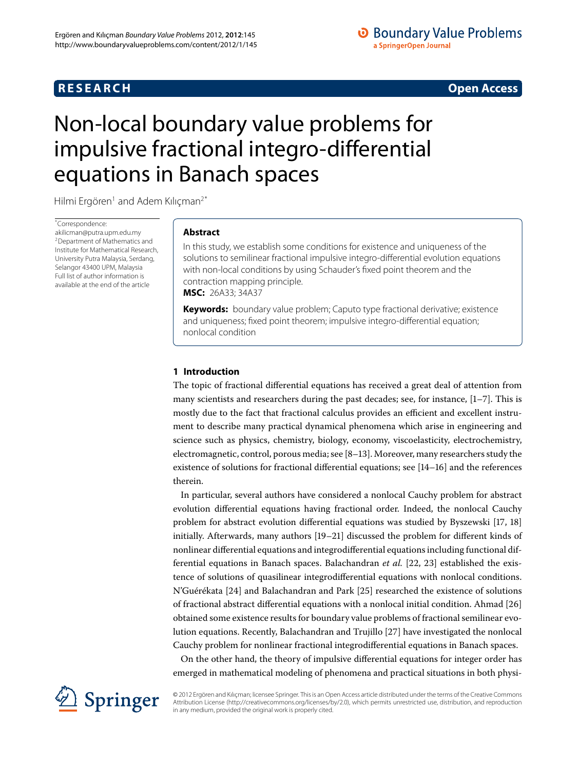**RESEARCH** **Open Access**

# Non-local boundary value problems for impulsive fractional integro-differential equations in Banach spaces

Hilmi Ergören[1] and Adem Kılıçman[2*]

*Correspondence: akilicman@putra.upm.edu.my
[2]Department of Mathematics and Institute for Mathematical Research, University Putra Malaysia, Serdang, Selangor 43400 UPM, Malaysia
Full list of author information is available at the end of the article

## Abstract

In this study, we establish some conditions for existence and uniqueness of the solutions to semilinear fractional impulsive integro-differential evolution equations with non-local conditions by using Schauder's fixed point theorem and the contraction mapping principle.

**MSC:** 26A33; 34A37

**Keywords:** boundary value problem; Caputo type fractional derivative; existence and uniqueness; fixed point theorem; impulsive integro-differential equation; nonlocal condition

## 1 Introduction

The topic of fractional differential equations has received a great deal of attention from many scientists and researchers during the past decades; see, for instance, [1–7]. This is mostly due to the fact that fractional calculus provides an efficient and excellent instrument to describe many practical dynamical phenomena which arise in engineering and science such as physics, chemistry, biology, economy, viscoelasticity, electrochemistry, electromagnetic, control, porous media; see [8–13]. Moreover, many researchers study the existence of solutions for fractional differential equations; see [14–16] and the references therein.

In particular, several authors have considered a nonlocal Cauchy problem for abstract evolution differential equations having fractional order. Indeed, the nonlocal Cauchy problem for abstract evolution differential equations was studied by Byszewski [17, 18] initially. Afterwards, many authors [19–21] discussed the problem for different kinds of nonlinear differential equations and integrodifferential equations including functional differential equations in Banach spaces. Balachandran *et al.* [22, 23] established the existence of solutions of quasilinear integrodifferential equations with nonlocal conditions. N'Guérékata [24] and Balachandran and Park [25] researched the existence of solutions of fractional abstract differential equations with a nonlocal initial condition. Ahmad [26] obtained some existence results for boundary value problems of fractional semilinear evolution equations. Recently, Balachandran and Trujillo [27] have investigated the nonlocal Cauchy problem for nonlinear fractional integrodifferential equations in Banach spaces.

On the other hand, the theory of impulsive differential equations for integer order has emerged in mathematical modeling of phenomena and practical situations in both physi-

© 2012 Ergören and Kılıçman; licensee Springer. This is an Open Access article distributed under the terms of the Creative Commons Attribution License (http://creativecommons.org/licenses/by/2.0), which permits unrestricted use, distribution, and reproduction in any medium, provided the original work is properly cited.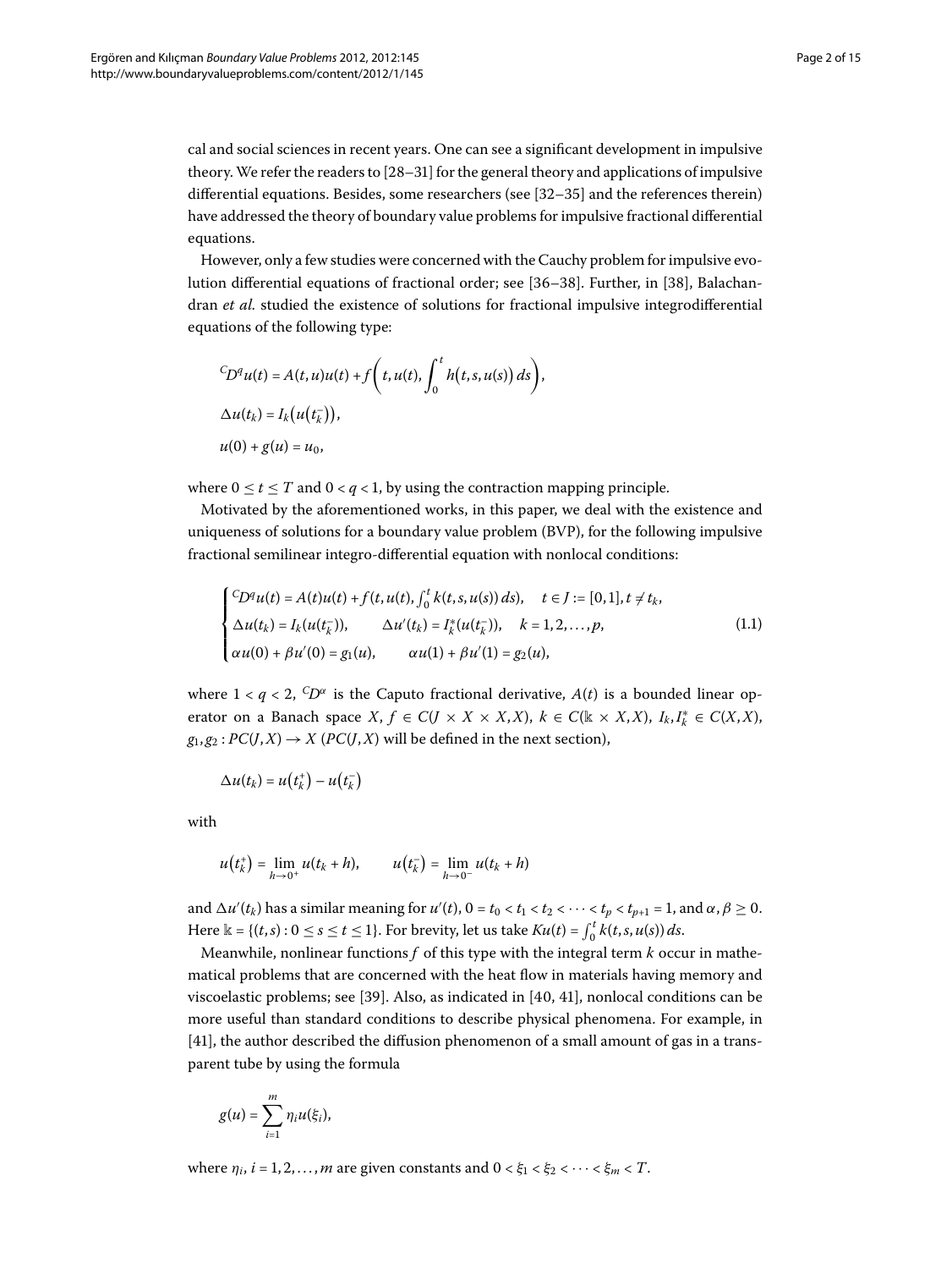cal and social sciences in recent years. One can see a significant development in impulsive theory. We refer the readers to [28–31] for the general theory and applications of impulsive differential equations. Besides, some researchers (see [32–35] and the references therein) have addressed the theory of boundary value problems for impulsive fractional differential equations.

However, only a few studies were concerned with the Cauchy problem for impulsive evolution differential equations of fractional order; see [36–38]. Further, in [38], Balachandran *et al.* studied the existence of solutions for fractional impulsive integrodifferential equations of the following type:

$$
\begin{aligned}
&{}^{C}D^{q}u(t) = A(t,u)u(t) + f\left(t, u(t), \int_0^t h\big(t,s,u(s)\big)\,ds\right),\\
&\Delta u(t_k) = I_k\big(u\big(t_k^-\big)\big),\\
&u(0) + g(u) = u_0,
\end{aligned}
$$

where $0 \le t \le T$ and $0 < q < 1$, by using the contraction mapping principle.

Motivated by the aforementioned works, in this paper, we deal with the existence and uniqueness of solutions for a boundary value problem (BVP), for the following impulsive fractional semilinear integro-differential equation with nonlocal conditions:

$$
\begin{cases}
{}^{C}D^{q}u(t) = A(t)u(t) + f(t, u(t), \int_0^t k(t,s,u(s))\,ds), & t \in J := [0,1], t \neq t_k,\\
\Delta u(t_k) = I_k(u(t_k^-)), \qquad \Delta u'(t_k) = I_k^*(u(t_k^-)), & k = 1,2,\ldots,p,\\
\alpha u(0) + \beta u'(0) = g_1(u), \qquad \alpha u(1) + \beta u'(1) = g_2(u),
\end{cases}
\tag{1.1}
$$

where $1 < q < 2$, ${}^{C}D^{\alpha}$ is the Caputo fractional derivative, $A(t)$ is a bounded linear operator on a Banach space $X$, $f \in C(J \times X \times X, X)$, $k \in C(\mathbb{k} \times X, X)$, $I_k, I_k^* \in C(X,X)$, $g_1, g_2 : PC(J,X) \to X$ ($PC(J,X)$ will be defined in the next section),

$$
\Delta u(t_k) = u\big(t_k^+\big) - u\big(t_k^-\big)
$$

with

$$
u\big(t_k^+\big) = \lim_{h \to 0^+} u(t_k + h), \qquad u\big(t_k^-\big) = \lim_{h \to 0^-} u(t_k + h)
$$

and $\Delta u'(t_k)$ has a similar meaning for $u'(t)$, $0 = t_0 < t_1 < t_2 < \cdots < t_p < t_{p+1} = 1$, and $\alpha, \beta \ge 0$. Here $\mathbb{k} = \{(t,s) : 0 \le s \le t \le 1\}$. For brevity, let us take $Ku(t) = \int_0^t k(t,s,u(s))\,ds$.

Meanwhile, nonlinear functions $f$ of this type with the integral term $k$ occur in mathematical problems that are concerned with the heat flow in materials having memory and viscoelastic problems; see [39]. Also, as indicated in [40, 41], nonlocal conditions can be more useful than standard conditions to describe physical phenomena. For example, in [41], the author described the diffusion phenomenon of a small amount of gas in a transparent tube by using the formula

$$
g(u) = \sum_{i=1}^{m} \eta_i u(\xi_i),
$$

where $\eta_i$, $i = 1,2,\ldots,m$ are given constants and $0 < \xi_1 < \xi_2 < \cdots < \xi_m < T$.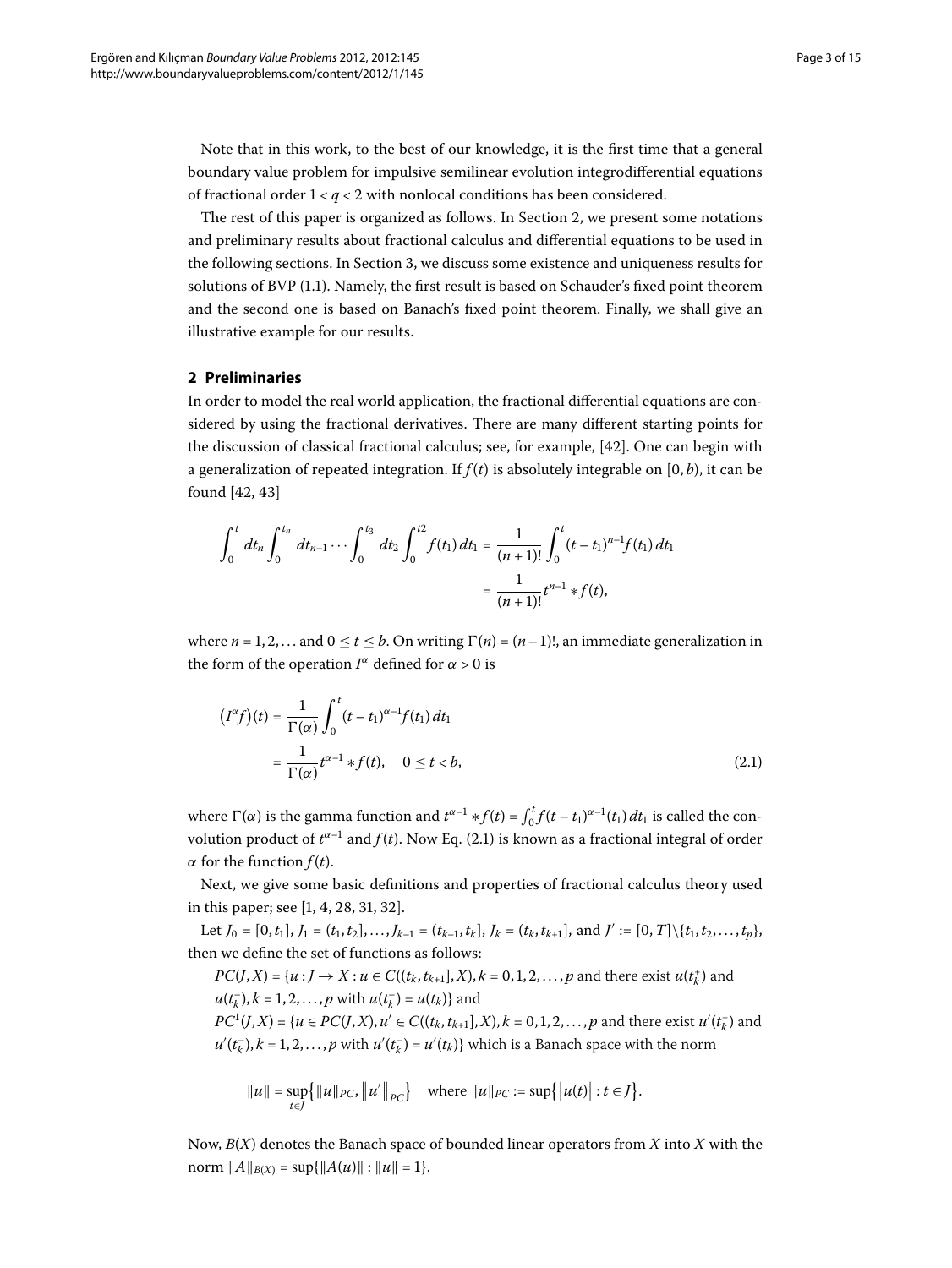Note that in this work, to the best of our knowledge, it is the first time that a general boundary value problem for impulsive semilinear evolution integrodifferential equations of fractional order $1 < q < 2$ with nonlocal conditions has been considered.

The rest of this paper is organized as follows. In Section 2, we present some notations and preliminary results about fractional calculus and differential equations to be used in the following sections. In Section 3, we discuss some existence and uniqueness results for solutions of BVP (1.1). Namely, the first result is based on Schauder's fixed point theorem and the second one is based on Banach's fixed point theorem. Finally, we shall give an illustrative example for our results.

## 2 Preliminaries

In order to model the real world application, the fractional differential equations are considered by using the fractional derivatives. There are many different starting points for the discussion of classical fractional calculus; see, for example, [42]. One can begin with a generalization of repeated integration. If $f(t)$ is absolutely integrable on $[0, b)$, it can be found [42, 43]

$$\int_0^t dt_n \int_0^{t_n} dt_{n-1} \cdots \int_0^{t_3} dt_2 \int_0^{t2} f(t_1)\,dt_1 = \frac{1}{(n+1)!}\int_0^t (t-t_1)^{n-1} f(t_1)\,dt_1 = \frac{1}{(n+1)!} t^{n-1} * f(t),$$

where $n = 1, 2, \ldots$ and $0 \leq t \leq b$. On writing $\Gamma(n) = (n-1)!$, an immediate generalization in the form of the operation $I^\alpha$ defined for $\alpha > 0$ is

$$\begin{aligned}\left(I^\alpha f\right)(t) &= \frac{1}{\Gamma(\alpha)}\int_0^t (t-t_1)^{\alpha-1} f(t_1)\,dt_1 \\ &= \frac{1}{\Gamma(\alpha)} t^{\alpha-1} * f(t), \quad 0 \leq t < b, \end{aligned} \tag{2.1}$$

where $\Gamma(\alpha)$ is the gamma function and $t^{\alpha-1} * f(t) = \int_0^t f(t-t_1)^{\alpha-1}(t_1)\,dt_1$ is called the convolution product of $t^{\alpha-1}$ and $f(t)$. Now Eq. (2.1) is known as a fractional integral of order $\alpha$ for the function $f(t)$.

Next, we give some basic definitions and properties of fractional calculus theory used in this paper; see [1, 4, 28, 31, 32].

Let $J_0 = [0, t_1]$, $J_1 = (t_1, t_2], \ldots, J_{k-1} = (t_{k-1}, t_k]$, $J_k = (t_k, t_{k+1}]$, and $J' := [0, T] \backslash \{t_1, t_2, \ldots, t_p\}$, then we define the set of functions as follows:

$PC(J, X) = \{u : J \to X : u \in C((t_k, t_{k+1}], X), k = 0, 1, 2, \ldots, p$ and there exist $u(t_k^+)$ and $u(t_k^-)$, $k = 1, 2, \ldots, p$ with $u(t_k^-) = u(t_k)\}$ and

$PC^1(J, X) = \{u \in PC(J, X), u' \in C((t_k, t_{k+1}], X), k = 0, 1, 2, \ldots, p$ and there exist $u'(t_k^+)$ and $u'(t_k^-)$, $k = 1, 2, \ldots, p$ with $u'(t_k^-) = u'(t_k)\}$ which is a Banach space with the norm

$$\|u\| = \sup_{t \in J}\left\{\|u\|_{PC}, \left\|u'\right\|_{PC}\right\} \quad \text{where } \|u\|_{PC} := \sup\left\{\left|u(t)\right| : t \in J\right\}.$$

Now, $B(X)$ denotes the Banach space of bounded linear operators from $X$ into $X$ with the norm $\|A\|_{B(X)} = \sup\{\|A(u)\| : \|u\| = 1\}$.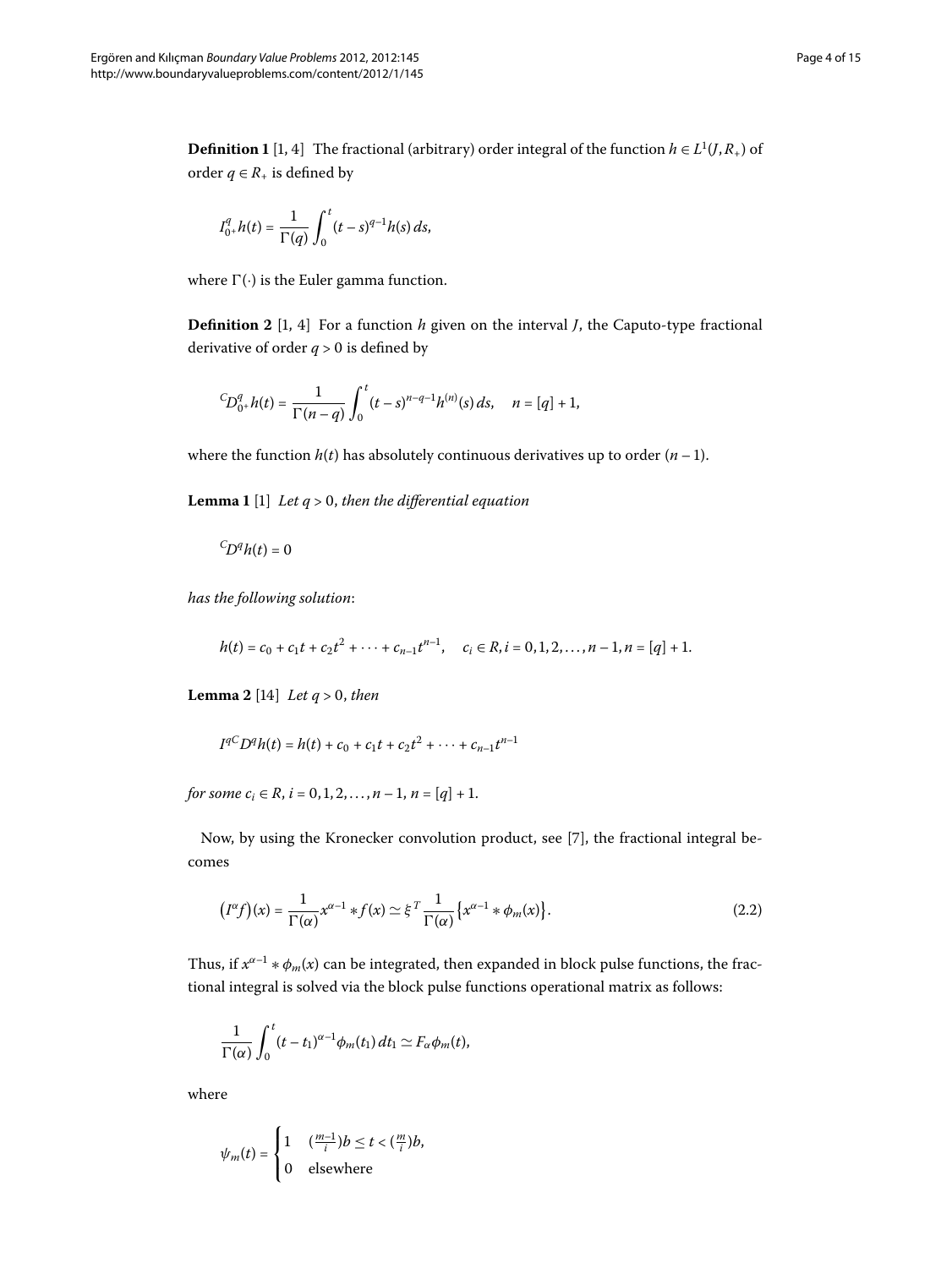**Definition 1** [1, 4] The fractional (arbitrary) order integral of the function $h \in L^1(J, R_+)$ of order $q \in R_+$ is defined by

$$I_{0^+}^q h(t) = \frac{1}{\Gamma(q)} \int_0^t (t-s)^{q-1} h(s)\, ds,$$

where $\Gamma(\cdot)$ is the Euler gamma function.

**Definition 2** [1, 4] For a function $h$ given on the interval $J$, the Caputo-type fractional derivative of order $q > 0$ is defined by

$${}^{C}D_{0^+}^q h(t) = \frac{1}{\Gamma(n-q)} \int_0^t (t-s)^{n-q-1} h^{(n)}(s)\, ds, \quad n = [q] + 1,$$

where the function $h(t)$ has absolutely continuous derivatives up to order $(n-1)$.

**Lemma 1** [1] *Let $q > 0$, then the differential equation*

$${}^{C}D^q h(t) = 0$$

*has the following solution*:

$$h(t) = c_0 + c_1 t + c_2 t^2 + \cdots + c_{n-1} t^{n-1}, \quad c_i \in R, i = 0, 1, 2, \ldots, n-1, n = [q] + 1.$$

**Lemma 2** [14] *Let $q > 0$, then*

$$I^{q\,C}D^q h(t) = h(t) + c_0 + c_1 t + c_2 t^2 + \cdots + c_{n-1} t^{n-1}$$

*for some $c_i \in R$, $i = 0, 1, 2, \ldots, n-1$, $n = [q] + 1$.*

Now, by using the Kronecker convolution product, see [7], the fractional integral becomes

$$\left(I^\alpha f\right)(x) = \frac{1}{\Gamma(\alpha)} x^{\alpha-1} * f(x) \simeq \xi^T \frac{1}{\Gamma(\alpha)} \left\{ x^{\alpha-1} * \phi_m(x) \right\}. \tag{2.2}$$

Thus, if $x^{\alpha-1} * \phi_m(x)$ can be integrated, then expanded in block pulse functions, the fractional integral is solved via the block pulse functions operational matrix as follows:

$$\frac{1}{\Gamma(\alpha)} \int_0^t (t-t_1)^{\alpha-1} \phi_m(t_1)\, dt_1 \simeq F_\alpha \phi_m(t),$$

where

$$\psi_m(t) = \begin{cases} 1 & (\frac{m-1}{i})b \le t < (\frac{m}{i})b, \\ 0 & \text{elsewhere} \end{cases}$$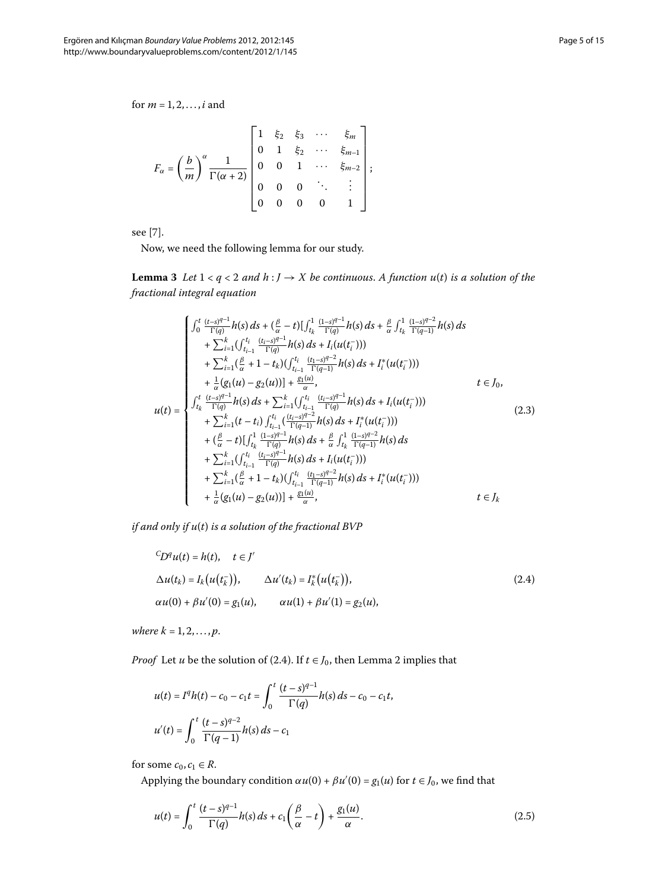for $m = 1, 2, \ldots, i$ and

$$F_\alpha = \left(\frac{b}{m}\right)^\alpha \frac{1}{\Gamma(\alpha+2)} \begin{bmatrix} 1 & \xi_2 & \xi_3 & \cdots & \xi_m \\ 0 & 1 & \xi_2 & \cdots & \xi_{m-1} \\ 0 & 0 & 1 & \cdots & \xi_{m-2} \\ 0 & 0 & 0 & \ddots & \vdots \\ 0 & 0 & 0 & 0 & 1 \end{bmatrix};$$

see [7].

Now, we need the following lemma for our study.

**Lemma 3** *Let $1 < q < 2$ and $h : J \to X$ be continuous. A function $u(t)$ is a solution of the fractional integral equation*

$$u(t) = \begin{cases} \int_0^t \frac{(t-s)^{q-1}}{\Gamma(q)} h(s)\,ds + (\frac{\beta}{\alpha} - t)[\int_{t_k}^1 \frac{(1-s)^{q-1}}{\Gamma(q)} h(s)\,ds + \frac{\beta}{\alpha} \int_{t_k}^1 \frac{(1-s)^{q-2}}{\Gamma(q-1)} h(s)\,ds \\ \quad + \sum_{i=1}^k (\int_{t_{i-1}}^{t_i} \frac{(t_i-s)^{q-1}}{\Gamma(q)} h(s)\,ds + I_i(u(t_i^-))) \\ \quad + \sum_{i=1}^k (\frac{\beta}{\alpha} + 1 - t_k)(\int_{t_{i-1}}^{t_i} \frac{(t_1-s)^{q-2}}{\Gamma(q-1)} h(s)\,ds + I_i^*(u(t_i^-))) \\ \quad + \frac{1}{\alpha}(g_1(u) - g_2(u))] + \frac{g_1(u)}{\alpha}, & t \in J_0, \\ \int_{t_k}^t \frac{(t-s)^{q-1}}{\Gamma(q)} h(s)\,ds + \sum_{i=1}^k (\int_{t_{i-1}}^{t_i} \frac{(t_i-s)^{q-1}}{\Gamma(q)} h(s)\,ds + I_i(u(t_i^-))) \\ \quad + \sum_{i=1}^k (t - t_i) \int_{t_{i-1}}^{t_i} (\frac{(t_i-s)^{q-2}}{\Gamma(q-1)} h(s)\,ds + I_i^*(u(t_i^-))) \\ \quad + (\frac{\beta}{\alpha} - t)[\int_{t_k}^1 \frac{(1-s)^{q-1}}{\Gamma(q)} h(s)\,ds + \frac{\beta}{\alpha} \int_{t_k}^1 \frac{(1-s)^{q-2}}{\Gamma(q-1)} h(s)\,ds \\ \quad + \sum_{i=1}^k (\int_{t_{i-1}}^{t_i} \frac{(t_i-s)^{q-1}}{\Gamma(q)} h(s)\,ds + I_i(u(t_i^-))) \\ \quad + \sum_{i=1}^k (\frac{\beta}{\alpha} + 1 - t_k)(\int_{t_{i-1}}^{t_i} \frac{(t_1-s)^{q-2}}{\Gamma(q-1)} h(s)\,ds + I_i^*(u(t_i^-))) \\ \quad + \frac{1}{\alpha}(g_1(u) - g_2(u))] + \frac{g_1(u)}{\alpha}, & t \in J_k \end{cases} \tag{2.3}$$

*if and only if $u(t)$ is a solution of the fractional BVP*

$$\begin{aligned} &{}^C D^q u(t) = h(t), \quad t \in J' \\ &\Delta u(t_k) = I_k\big(u(t_k^-)\big), \qquad \Delta u'(t_k) = I_k^*\big(u(t_k^-)\big), \\ &\alpha u(0) + \beta u'(0) = g_1(u), \qquad \alpha u(1) + \beta u'(1) = g_2(u), \end{aligned} \tag{2.4}$$

*where $k = 1, 2, \ldots, p$.*

*Proof* Let $u$ be the solution of (2.4). If $t \in J_0$, then Lemma 2 implies that

$$\begin{aligned} u(t) &= I^q h(t) - c_0 - c_1 t = \int_0^t \frac{(t-s)^{q-1}}{\Gamma(q)} h(s)\,ds - c_0 - c_1 t, \\ u'(t) &= \int_0^t \frac{(t-s)^{q-2}}{\Gamma(q-1)} h(s)\,ds - c_1 \end{aligned}$$

for some $c_0, c_1 \in R$.

Applying the boundary condition $\alpha u(0) + \beta u'(0) = g_1(u)$ for $t \in J_0$, we find that

$$u(t) = \int_0^t \frac{(t-s)^{q-1}}{\Gamma(q)} h(s)\,ds + c_1\left(\frac{\beta}{\alpha} - t\right) + \frac{g_1(u)}{\alpha}. \tag{2.5}$$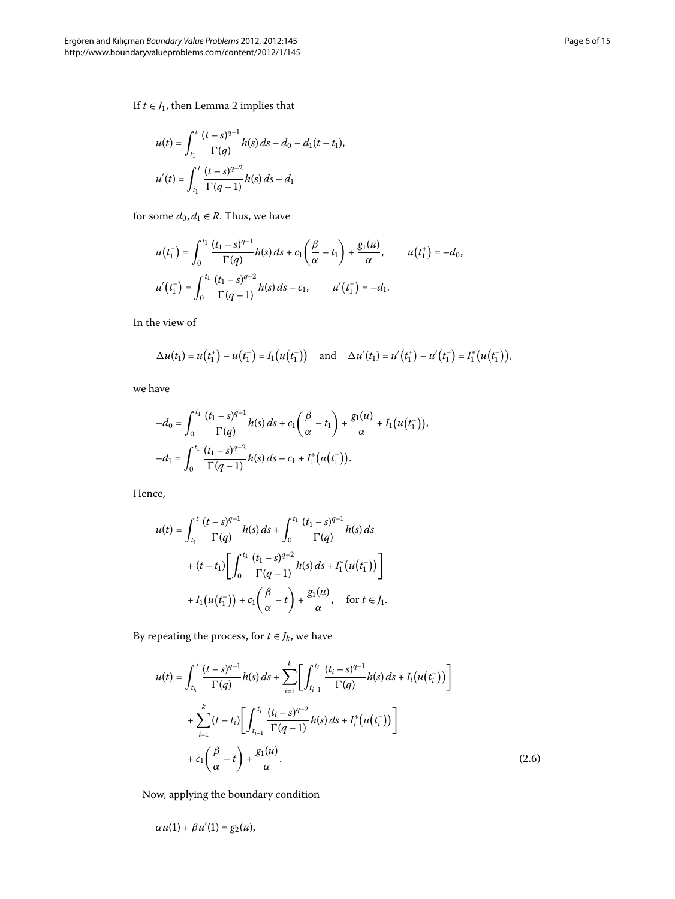If $t \in J_1$, then Lemma 2 implies that

$$u(t) = \int_{t_1}^{t} \frac{(t-s)^{q-1}}{\Gamma(q)} h(s)\, ds - d_0 - d_1(t - t_1),$$

$$u'(t) = \int_{t_1}^{t} \frac{(t-s)^{q-2}}{\Gamma(q-1)} h(s)\, ds - d_1$$

for some $d_0, d_1 \in R$. Thus, we have

$$u(t_1^-) = \int_0^{t_1} \frac{(t_1-s)^{q-1}}{\Gamma(q)} h(s)\, ds + c_1\left(\frac{\beta}{\alpha} - t_1\right) + \frac{g_1(u)}{\alpha}, \qquad u(t_1^+) = -d_0,$$

$$u'(t_1^-) = \int_0^{t_1} \frac{(t_1-s)^{q-2}}{\Gamma(q-1)} h(s)\, ds - c_1, \qquad u'(t_1^+) = -d_1.$$

In the view of

$$\Delta u(t_1) = u(t_1^+) - u(t_1^-) = I_1\big(u(t_1^-)\big) \quad \text{and} \quad \Delta u'(t_1) = u'(t_1^+) - u'(t_1^-) = I_1^*\big(u(t_1^-)\big),$$

we have

$$-d_0 = \int_0^{t_1} \frac{(t_1-s)^{q-1}}{\Gamma(q)} h(s)\, ds + c_1\left(\frac{\beta}{\alpha} - t_1\right) + \frac{g_1(u)}{\alpha} + I_1\big(u(t_1^-)\big),$$

$$-d_1 = \int_0^{t_1} \frac{(t_1-s)^{q-2}}{\Gamma(q-1)} h(s)\, ds - c_1 + I_1^*\big(u(t_1^-)\big).$$

Hence,

$$\begin{aligned} u(t) &= \int_{t_1}^{t} \frac{(t-s)^{q-1}}{\Gamma(q)} h(s)\, ds + \int_0^{t_1} \frac{(t_1-s)^{q-1}}{\Gamma(q)} h(s)\, ds \\ &\quad + (t - t_1)\left[\int_0^{t_1} \frac{(t_1-s)^{q-2}}{\Gamma(q-1)} h(s)\, ds + I_1^*\big(u(t_1^-)\big)\right] \\ &\quad + I_1\big(u(t_1^-)\big) + c_1\left(\frac{\beta}{\alpha} - t\right) + \frac{g_1(u)}{\alpha}, \quad \text{for } t \in J_1. \end{aligned}$$

By repeating the process, for $t \in J_k$, we have

$$\begin{aligned} u(t) &= \int_{t_k}^{t} \frac{(t-s)^{q-1}}{\Gamma(q)} h(s)\, ds + \sum_{i=1}^{k}\left[\int_{t_{i-1}}^{t_i} \frac{(t_i-s)^{q-1}}{\Gamma(q)} h(s)\, ds + I_i\big(u(t_i^-)\big)\right] \\ &\quad + \sum_{i=1}^{k} (t - t_i)\left[\int_{t_{i-1}}^{t_i} \frac{(t_i-s)^{q-2}}{\Gamma(q-1)} h(s)\, ds + I_i^*\big(u(t_i^-)\big)\right] \\ &\quad + c_1\left(\frac{\beta}{\alpha} - t\right) + \frac{g_1(u)}{\alpha}. \end{aligned} \tag{2.6}$$

Now, applying the boundary condition

$$\alpha u(1) + \beta u'(1) = g_2(u),$$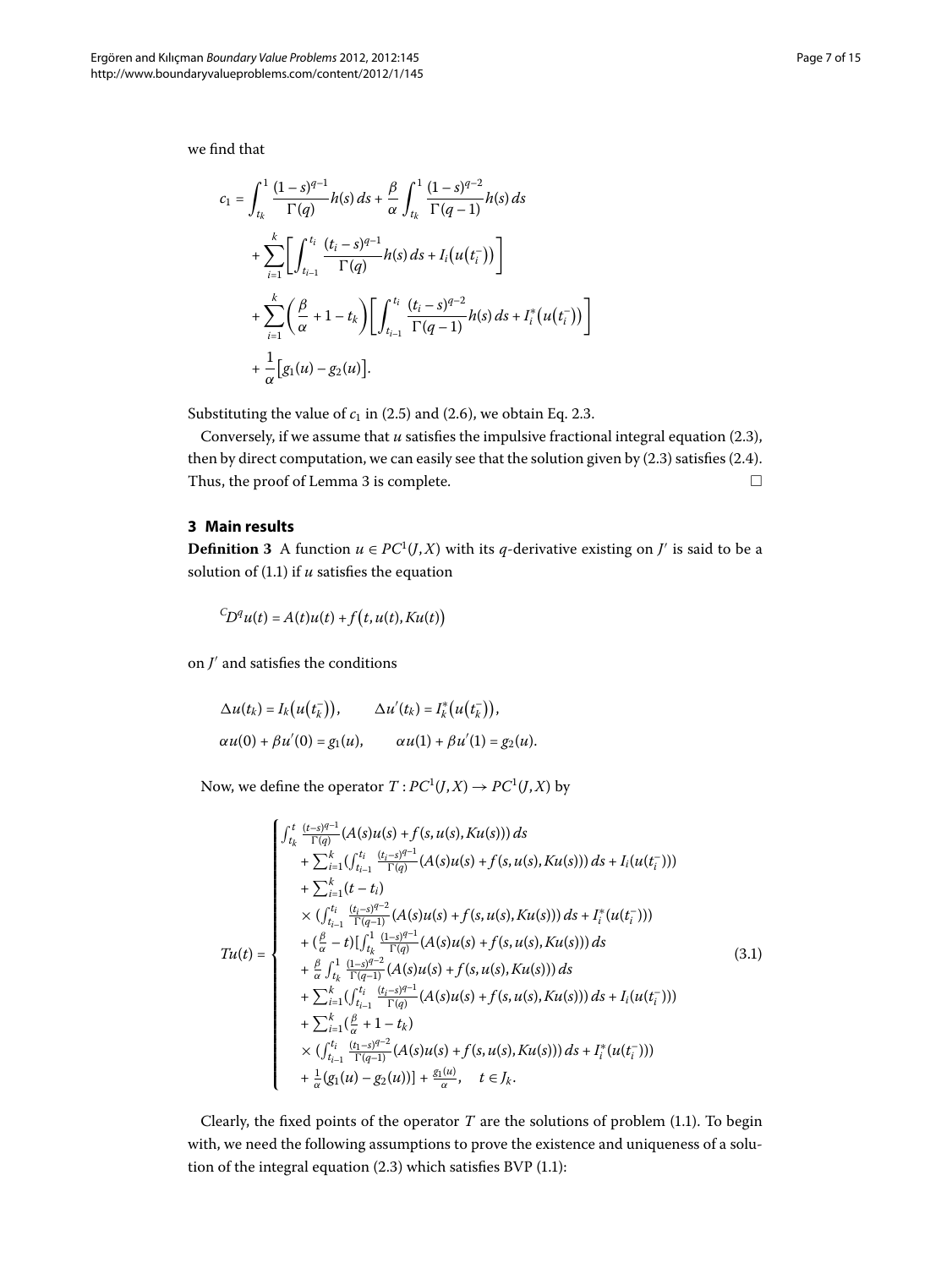we find that

$$
\begin{aligned}
c_1 = {} & \int_{t_k}^{1} \frac{(1-s)^{q-1}}{\Gamma(q)} h(s)\, ds + \frac{\beta}{\alpha} \int_{t_k}^{1} \frac{(1-s)^{q-2}}{\Gamma(q-1)} h(s)\, ds \\
& + \sum_{i=1}^{k} \left[ \int_{t_{i-1}}^{t_i} \frac{(t_i-s)^{q-1}}{\Gamma(q)} h(s)\, ds + I_i\bigl(u\bigl(t_i^-\bigr)\bigr) \right] \\
& + \sum_{i=1}^{k} \left( \frac{\beta}{\alpha} + 1 - t_k \right) \left[ \int_{t_{i-1}}^{t_i} \frac{(t_i-s)^{q-2}}{\Gamma(q-1)} h(s)\, ds + I_i^*\bigl(u\bigl(t_i^-\bigr)\bigr) \right] \\
& + \frac{1}{\alpha} \bigl[ g_1(u) - g_2(u) \bigr].
\end{aligned}
$$

Substituting the value of $c_1$ in (2.5) and (2.6), we obtain Eq. 2.3.

Conversely, if we assume that $u$ satisfies the impulsive fractional integral equation (2.3), then by direct computation, we can easily see that the solution given by (2.3) satisfies (2.4). Thus, the proof of Lemma 3 is complete. □

## 3 Main results

**Definition 3** A function $u \in PC^1(J, X)$ with its $q$-derivative existing on $J'$ is said to be a solution of (1.1) if $u$ satisfies the equation

$$
{}^{C}D^{q} u(t) = A(t)u(t) + f\bigl(t, u(t), Ku(t)\bigr)
$$

on $J'$ and satisfies the conditions

$$
\begin{aligned}
& \Delta u(t_k) = I_k\bigl(u\bigl(t_k^-\bigr)\bigr), \qquad \Delta u'(t_k) = I_k^*\bigl(u\bigl(t_k^-\bigr)\bigr), \\
& \alpha u(0) + \beta u'(0) = g_1(u), \qquad \alpha u(1) + \beta u'(1) = g_2(u).
\end{aligned}
$$

Now, we define the operator $T : PC^1(J, X) \to PC^1(J, X)$ by

$$
Tu(t) = \begin{cases}
\int_{t_k}^{t} \frac{(t-s)^{q-1}}{\Gamma(q)} (A(s)u(s) + f(s, u(s), Ku(s)))\, ds \\
\quad + \sum_{i=1}^{k} (\int_{t_{i-1}}^{t_i} \frac{(t_i-s)^{q-1}}{\Gamma(q)} (A(s)u(s) + f(s, u(s), Ku(s)))\, ds + I_i(u(t_i^-))) \\
\quad + \sum_{i=1}^{k} (t - t_i) \\
\quad \times (\int_{t_{i-1}}^{t_i} \frac{(t_i-s)^{q-2}}{\Gamma(q-1)} (A(s)u(s) + f(s, u(s), Ku(s)))\, ds + I_i^*(u(t_i^-))) \\
\quad + (\frac{\beta}{\alpha} - t) [\int_{t_k}^{1} \frac{(1-s)^{q-1}}{\Gamma(q)} (A(s)u(s) + f(s, u(s), Ku(s)))\, ds \\
\quad + \frac{\beta}{\alpha} \int_{t_k}^{1} \frac{(1-s)^{q-2}}{\Gamma(q-1)} (A(s)u(s) + f(s, u(s), Ku(s)))\, ds \\
\quad + \sum_{i=1}^{k} (\int_{t_{i-1}}^{t_i} \frac{(t_i-s)^{q-1}}{\Gamma(q)} (A(s)u(s) + f(s, u(s), Ku(s)))\, ds + I_i(u(t_i^-))) \\
\quad + \sum_{i=1}^{k} (\frac{\beta}{\alpha} + 1 - t_k) \\
\quad \times (\int_{t_{i-1}}^{t_i} \frac{(t_1-s)^{q-2}}{\Gamma(q-1)} (A(s)u(s) + f(s, u(s), Ku(s)))\, ds + I_i^*(u(t_i^-))) \\
\quad + \frac{1}{\alpha} (g_1(u) - g_2(u))] + \frac{g_1(u)}{\alpha}, \quad t \in J_k.
\end{cases} \tag{3.1}
$$

Clearly, the fixed points of the operator $T$ are the solutions of problem (1.1). To begin with, we need the following assumptions to prove the existence and uniqueness of a solution of the integral equation (2.3) which satisfies BVP (1.1):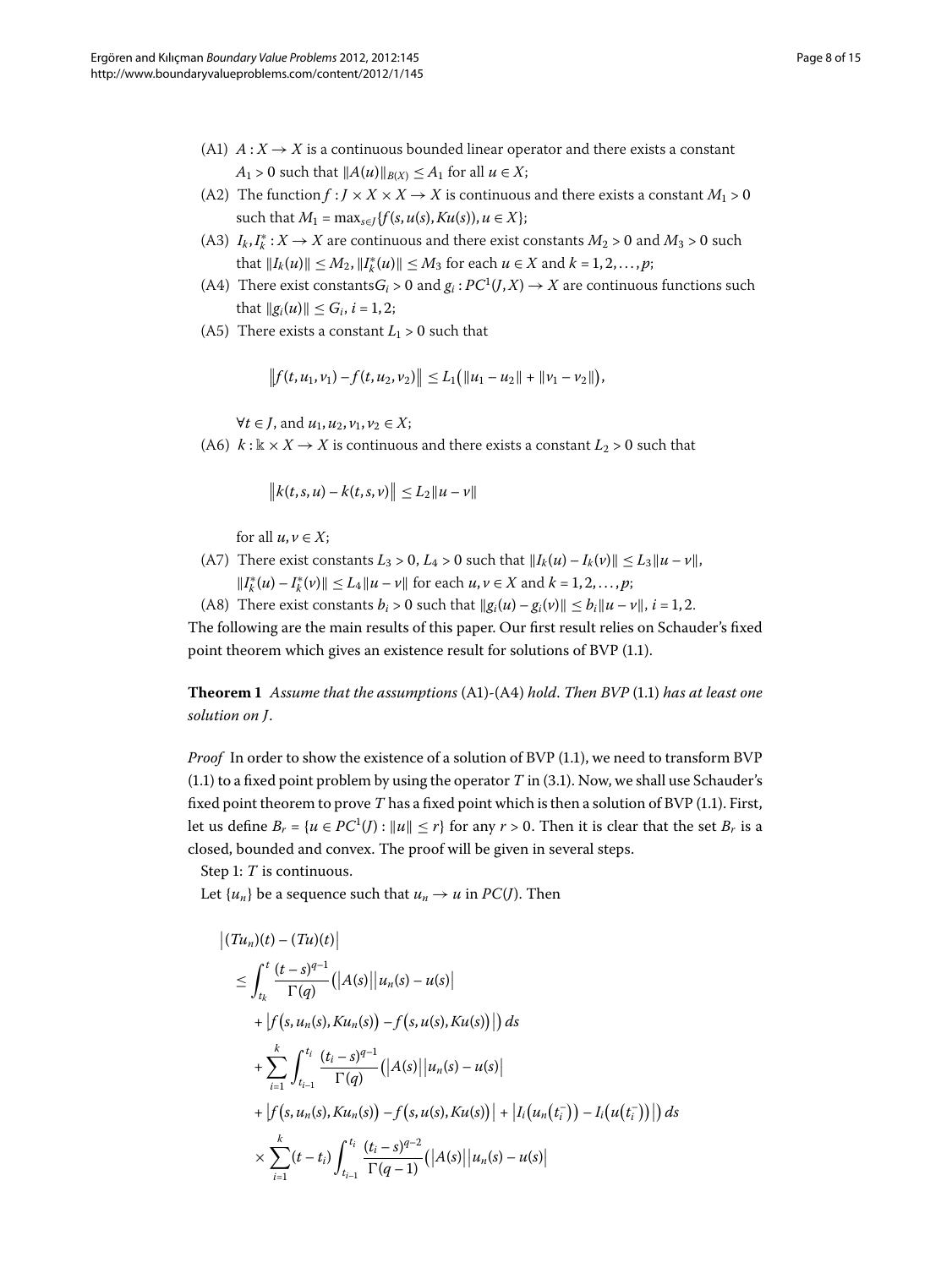- (A1) $A : X \to X$ is a continuous bounded linear operator and there exists a constant $A_1 > 0$ such that $\|A(u)\|_{B(X)} \leq A_1$ for all $u \in X$;
- (A2) The function $f : J \times X \times X \to X$ is continuous and there exists a constant $M_1 > 0$ such that $M_1 = \max_{s \in J}\{f(s, u(s), Ku(s)), u \in X\}$;
- (A3) $I_k, I_k^* : X \to X$ are continuous and there exist constants $M_2 > 0$ and $M_3 > 0$ such that $\|I_k(u)\| \leq M_2$, $\|I_k^*(u)\| \leq M_3$ for each $u \in X$ and $k = 1, 2, \ldots, p$;
- (A4) There exist constants$G_i > 0$ and $g_i : PC^1(J, X) \to X$ are continuous functions such that $\|g_i(u)\| \leq G_i$, $i = 1, 2$;
- (A5) There exists a constant $L_1 > 0$ such that

$$\left\|f(t, u_1, v_1) - f(t, u_2, v_2)\right\| \leq L_1\left(\|u_1 - u_2\| + \|v_1 - v_2\|\right),$$

  $\forall t \in J$, and $u_1, u_2, v_1, v_2 \in X$;
- (A6) $k : \Bbbk \times X \to X$ is continuous and there exists a constant $L_2 > 0$ such that

$$\left\|k(t, s, u) - k(t, s, v)\right\| \leq L_2\|u - v\|$$

  for all $u, v \in X$;
- (A7) There exist constants $L_3 > 0$, $L_4 > 0$ such that $\|I_k(u) - I_k(v)\| \leq L_3\|u - v\|$, $\|I_k^*(u) - I_k^*(v)\| \leq L_4\|u - v\|$ for each $u, v \in X$ and $k = 1, 2, \ldots, p$;
- (A8) There exist constants $b_i > 0$ such that $\|g_i(u) - g_i(v)\| \leq b_i\|u - v\|$, $i = 1, 2$.

The following are the main results of this paper. Our first result relies on Schauder's fixed point theorem which gives an existence result for solutions of BVP (1.1).

**Theorem 1** *Assume that the assumptions* (A1)-(A4) *hold. Then BVP* (1.1) *has at least one solution on J.*

*Proof* In order to show the existence of a solution of BVP (1.1), we need to transform BVP (1.1) to a fixed point problem by using the operator $T$ in (3.1). Now, we shall use Schauder's fixed point theorem to prove $T$ has a fixed point which is then a solution of BVP (1.1). First, let us define $B_r = \{u \in PC^1(J) : \|u\| \leq r\}$ for any $r > 0$. Then it is clear that the set $B_r$ is a closed, bounded and convex. The proof will be given in several steps.

Step 1: $T$ is continuous.

Let $\{u_n\}$ be a sequence such that $u_n \to u$ in $PC(J)$. Then

$$\begin{aligned}
&\left|(Tu_n)(t) - (Tu)(t)\right| \\
&\quad\leq \int_{t_k}^{t} \frac{(t-s)^{q-1}}{\Gamma(q)}\left(\left|A(s)\right|\left|u_n(s) - u(s)\right|\right. \\
&\qquad\left. + \left|f\left(s, u_n(s), Ku_n(s)\right) - f\left(s, u(s), Ku(s)\right)\right|\right) ds \\
&\qquad + \sum_{i=1}^{k} \int_{t_{i-1}}^{t_i} \frac{(t_i - s)^{q-1}}{\Gamma(q)}\left(\left|A(s)\right|\left|u_n(s) - u(s)\right|\right. \\
&\qquad\left. + \left|f\left(s, u_n(s), Ku_n(s)\right) - f\left(s, u(s), Ku(s)\right)\right| + \left|I_i\left(u_n\left(t_i^-\right)\right) - I_i\left(u\left(t_i^-\right)\right)\right|\right) ds \\
&\qquad \times \sum_{i=1}^{k} (t - t_i) \int_{t_{i-1}}^{t_i} \frac{(t_i - s)^{q-2}}{\Gamma(q-1)}\left(\left|A(s)\right|\left|u_n(s) - u(s)\right|\right.
\end{aligned}$$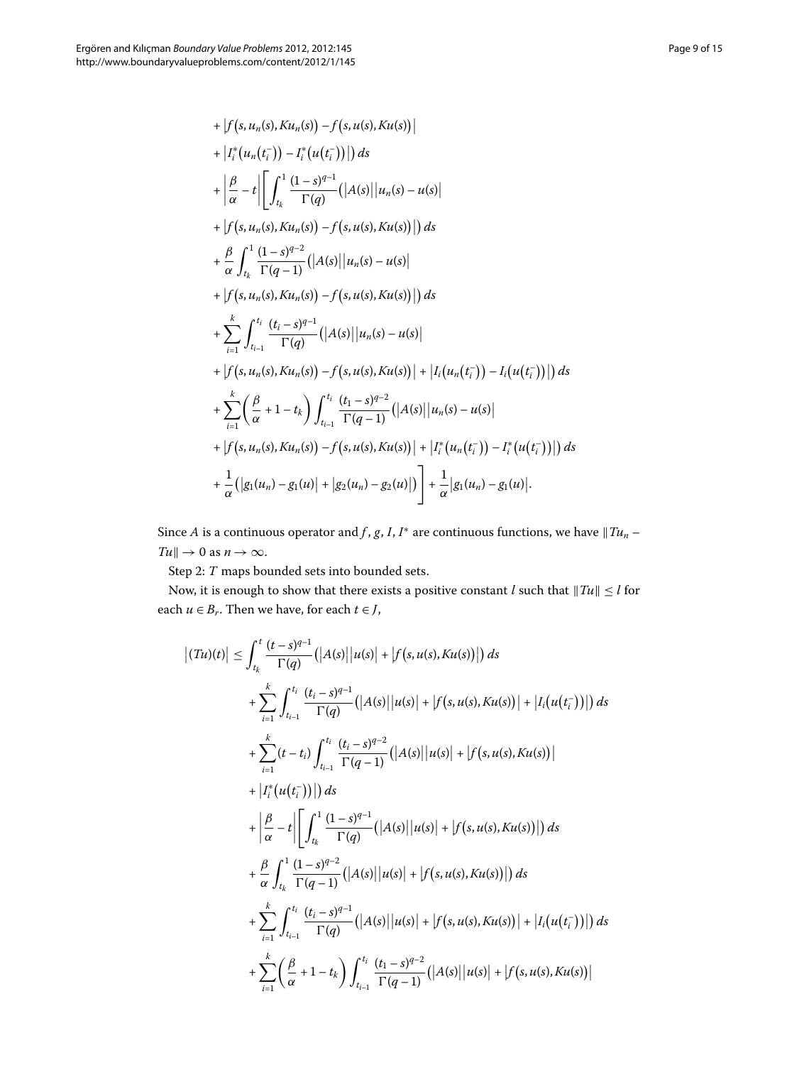$$
\begin{aligned}
&+ \left|f\left(s, u_n(s), Ku_n(s)\right) - f\left(s, u(s), Ku(s)\right)\right| \\
&+ \left|I_i^*\left(u_n\left(t_i^-\right)\right) - I_i^*\left(u\left(t_i^-\right)\right)\right|\Big) \, ds \\
&+ \left|\frac{\beta}{\alpha} - t\right| \left[ \int_{t_k}^1 \frac{(1-s)^{q-1}}{\Gamma(q)} \left(\left|A(s)\right| \left|u_n(s) - u(s)\right| \right. \right. \\
&+ \left|f\left(s, u_n(s), Ku_n(s)\right) - f\left(s, u(s), Ku(s)\right)\right|\Big) \, ds \\
&+ \frac{\beta}{\alpha} \int_{t_k}^1 \frac{(1-s)^{q-2}}{\Gamma(q-1)} \left(\left|A(s)\right| \left|u_n(s) - u(s)\right| \right. \\
&+ \left|f\left(s, u_n(s), Ku_n(s)\right) - f\left(s, u(s), Ku(s)\right)\right|\Big) \, ds \\
&+ \sum_{i=1}^k \int_{t_{i-1}}^{t_i} \frac{(t_i - s)^{q-1}}{\Gamma(q)} \left(\left|A(s)\right| \left|u_n(s) - u(s)\right| \right. \\
&+ \left|f\left(s, u_n(s), Ku_n(s)\right) - f\left(s, u(s), Ku(s)\right)\right| + \left|I_i\left(u_n\left(t_i^-\right)\right) - I_i\left(u\left(t_i^-\right)\right)\right|\Big) \, ds \\
&+ \sum_{i=1}^k \left(\frac{\beta}{\alpha} + 1 - t_k\right) \int_{t_{i-1}}^{t_i} \frac{(t_1 - s)^{q-2}}{\Gamma(q-1)} \left(\left|A(s)\right| \left|u_n(s) - u(s)\right| \right. \\
&+ \left|f\left(s, u_n(s), Ku_n(s)\right) - f\left(s, u(s), Ku(s)\right)\right| + \left|I_i^*\left(u_n\left(t_i^-\right)\right) - I_i^*\left(u\left(t_i^-\right)\right)\right|\Big) \, ds \\
&\left. + \frac{1}{\alpha}\left(\left|g_1(u_n) - g_1(u)\right| + \left|g_2(u_n) - g_2(u)\right|\right) \right] + \frac{1}{\alpha}\left|g_1(u_n) - g_1(u)\right|.
\end{aligned}
$$

Since $A$ is a continuous operator and $f$, $g$, $I$, $I^*$ are continuous functions, we have $\|Tu_n - Tu\| \to 0$ as $n \to \infty$.

Step 2: $T$ maps bounded sets into bounded sets.

Now, it is enough to show that there exists a positive constant $l$ such that $\|Tu\| \leq l$ for each $u \in B_r$. Then we have, for each $t \in J$,

$$
\begin{aligned}
\left|(Tu)(t)\right| \leq{} & \int_{t_k}^t \frac{(t-s)^{q-1}}{\Gamma(q)} \left(\left|A(s)\right| \left|u(s)\right| + \left|f\left(s, u(s), Ku(s)\right)\right|\right) ds \\
&+ \sum_{i=1}^k \int_{t_{i-1}}^{t_i} \frac{(t_i - s)^{q-1}}{\Gamma(q)} \left(\left|A(s)\right| \left|u(s)\right| + \left|f\left(s, u(s), Ku(s)\right)\right| + \left|I_i\left(u\left(t_i^-\right)\right)\right|\right) ds \\
&+ \sum_{i=1}^k (t - t_i) \int_{t_{i-1}}^{t_i} \frac{(t_i - s)^{q-2}}{\Gamma(q-1)} \left(\left|A(s)\right| \left|u(s)\right| + \left|f\left(s, u(s), Ku(s)\right)\right| \right. \\
&+ \left|I_i^*\left(u\left(t_i^-\right)\right)\right|\Big) \, ds \\
&+ \left|\frac{\beta}{\alpha} - t\right| \left[ \int_{t_k}^1 \frac{(1-s)^{q-1}}{\Gamma(q)} \left(\left|A(s)\right| \left|u(s)\right| + \left|f\left(s, u(s), Ku(s)\right)\right|\right) ds \right. \\
&+ \frac{\beta}{\alpha} \int_{t_k}^1 \frac{(1-s)^{q-2}}{\Gamma(q-1)} \left(\left|A(s)\right| \left|u(s)\right| + \left|f\left(s, u(s), Ku(s)\right)\right|\right) ds \\
&+ \sum_{i=1}^k \int_{t_{i-1}}^{t_i} \frac{(t_i - s)^{q-1}}{\Gamma(q)} \left(\left|A(s)\right| \left|u(s)\right| + \left|f\left(s, u(s), Ku(s)\right)\right| + \left|I_i\left(u\left(t_i^-\right)\right)\right|\right) ds \\
&+ \sum_{i=1}^k \left(\frac{\beta}{\alpha} + 1 - t_k\right) \int_{t_{i-1}}^{t_i} \frac{(t_1 - s)^{q-2}}{\Gamma(q-1)} \left(\left|A(s)\right| \left|u(s)\right| + \left|f\left(s, u(s), Ku(s)\right)\right| \right.
\end{aligned}
$$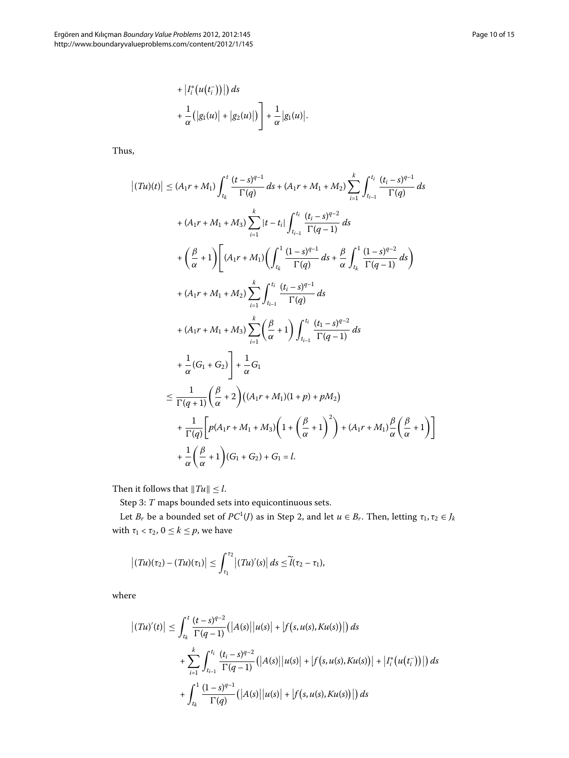$$
\begin{aligned}
&+ \left|I_i^*\left(u\left(t_i^-\right)\right)\right|\Big) \, ds \\
&+ \frac{1}{\alpha}\left(\left|g_1(u)\right| + \left|g_2(u)\right|\right)\Bigg] + \frac{1}{\alpha}\left|g_1(u)\right|.
\end{aligned}
$$

Thus,

$$
\begin{aligned}
\left|(Tu)(t)\right| &\le (A_1 r + M_1)\int_{t_k}^{t} \frac{(t-s)^{q-1}}{\Gamma(q)}\, ds + (A_1 r + M_1 + M_2)\sum_{i=1}^{k}\int_{t_{i-1}}^{t_i} \frac{(t_i-s)^{q-1}}{\Gamma(q)}\, ds \\
&\quad + (A_1 r + M_1 + M_3)\sum_{i=1}^{k}|t-t_i|\int_{t_{i-1}}^{t_i} \frac{(t_i-s)^{q-2}}{\Gamma(q-1)}\, ds \\
&\quad + \left(\frac{\beta}{\alpha}+1\right)\Bigg[(A_1 r + M_1)\left(\int_{t_k}^{1}\frac{(1-s)^{q-1}}{\Gamma(q)}\, ds + \frac{\beta}{\alpha}\int_{t_k}^{1}\frac{(1-s)^{q-2}}{\Gamma(q-1)}\, ds\right) \\
&\quad + (A_1 r + M_1 + M_2)\sum_{i=1}^{k}\int_{t_{i-1}}^{t_i}\frac{(t_i-s)^{q-1}}{\Gamma(q)}\, ds \\
&\quad + (A_1 r + M_1 + M_3)\sum_{i=1}^{k}\left(\frac{\beta}{\alpha}+1\right)\int_{t_{i-1}}^{t_i}\frac{(t_1-s)^{q-2}}{\Gamma(q-1)}\, ds \\
&\quad + \frac{1}{\alpha}(G_1 + G_2)\Bigg] + \frac{1}{\alpha}G_1 \\
&\le \frac{1}{\Gamma(q+1)}\left(\frac{\beta}{\alpha}+2\right)\left((A_1 r + M_1)(1+p) + pM_2\right) \\
&\quad + \frac{1}{\Gamma(q)}\left[p(A_1 r + M_1 + M_3)\left(1 + \left(\frac{\beta}{\alpha}+1\right)^2\right) + (A_1 r + M_1)\frac{\beta}{\alpha}\left(\frac{\beta}{\alpha}+1\right)\right] \\
&\quad + \frac{1}{\alpha}\left(\frac{\beta}{\alpha}+1\right)(G_1 + G_2) + G_1 = l.
\end{aligned}
$$

Then it follows that $\|Tu\| \le l$.

Step 3: $T$ maps bounded sets into equicontinuous sets.

Let $B_r$ be a bounded set of $PC^1(J)$ as in Step 2, and let $u \in B_r$. Then, letting $\tau_1, \tau_2 \in J_k$ with $\tau_1 < \tau_2$, $0 \le k \le p$, we have

$$
\left|(Tu)(\tau_2) - (Tu)(\tau_1)\right| \le \int_{\tau_1}^{\tau_2}\left|(Tu)'(s)\right| ds \le \widetilde{l}(\tau_2 - \tau_1),
$$

where

$$
\begin{aligned}
\left|(Tu)'(t)\right| &\le \int_{t_k}^{t}\frac{(t-s)^{q-2}}{\Gamma(q-1)}\left(\left|A(s)\right|\left|u(s)\right| + \left|f\left(s,u(s),Ku(s)\right)\right|\right) ds \\
&\quad + \sum_{i=1}^{k}\int_{t_{i-1}}^{t_i}\frac{(t_i-s)^{q-2}}{\Gamma(q-1)}\left(\left|A(s)\right|\left|u(s)\right| + \left|f\left(s,u(s),Ku(s)\right)\right| + \left|I_i^*\left(u\left(t_i^-\right)\right)\right|\right) ds \\
&\quad + \int_{t_k}^{1}\frac{(1-s)^{q-1}}{\Gamma(q)}\left(\left|A(s)\right|\left|u(s)\right| + \left|f\left(s,u(s),Ku(s)\right)\right|\right) ds
\end{aligned}
$$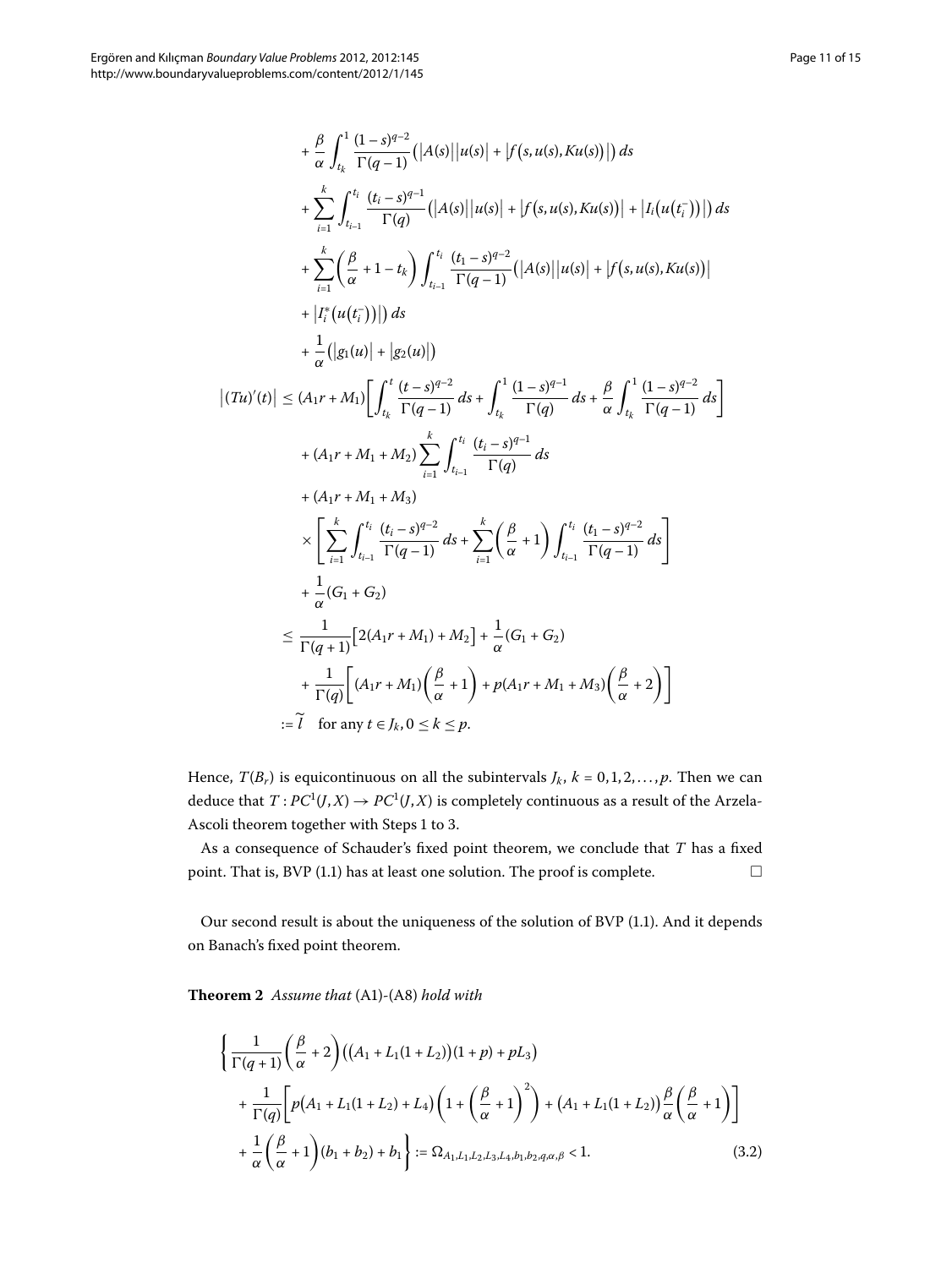$$
\begin{aligned}
&+\frac{\beta}{\alpha}\int_{t_k}^{1}\frac{(1-s)^{q-2}}{\Gamma(q-1)}\left(\left|A(s)\right|\left|u(s)\right|+\left|f\left(s,u(s),Ku(s)\right)\right|\right)ds\\
&+\sum_{i=1}^{k}\int_{t_{i-1}}^{t_i}\frac{(t_i-s)^{q-1}}{\Gamma(q)}\left(\left|A(s)\right|\left|u(s)\right|+\left|f\left(s,u(s),Ku(s)\right)\right|+\left|I_i\left(u\left(t_i^-\right)\right)\right|\right)ds\\
&+\sum_{i=1}^{k}\left(\frac{\beta}{\alpha}+1-t_k\right)\int_{t_{i-1}}^{t_i}\frac{(t_1-s)^{q-2}}{\Gamma(q-1)}\left(\left|A(s)\right|\left|u(s)\right|+\left|f\left(s,u(s),Ku(s)\right)\right|\right.\\
&\left.+\left|I_i^*\left(u\left(t_i^-\right)\right)\right|\right)ds\\
&+\frac{1}{\alpha}\left(\left|g_1(u)\right|+\left|g_2(u)\right|\right)
\end{aligned}
$$

$$
\begin{aligned}
\left|(Tu)'(t)\right| &\le (A_1r+M_1)\left[\int_{t_k}^{t}\frac{(t-s)^{q-2}}{\Gamma(q-1)}\,ds+\int_{t_k}^{1}\frac{(1-s)^{q-1}}{\Gamma(q)}\,ds+\frac{\beta}{\alpha}\int_{t_k}^{1}\frac{(1-s)^{q-2}}{\Gamma(q-1)}\,ds\right]\\
&+(A_1r+M_1+M_2)\sum_{i=1}^{k}\int_{t_{i-1}}^{t_i}\frac{(t_i-s)^{q-1}}{\Gamma(q)}\,ds\\
&+(A_1r+M_1+M_3)\\
&\times\left[\sum_{i=1}^{k}\int_{t_{i-1}}^{t_i}\frac{(t_i-s)^{q-2}}{\Gamma(q-1)}\,ds+\sum_{i=1}^{k}\left(\frac{\beta}{\alpha}+1\right)\int_{t_{i-1}}^{t_i}\frac{(t_1-s)^{q-2}}{\Gamma(q-1)}\,ds\right]\\
&+\frac{1}{\alpha}(G_1+G_2)\\
&\le\frac{1}{\Gamma(q+1)}\left[2(A_1r+M_1)+M_2\right]+\frac{1}{\alpha}(G_1+G_2)\\
&+\frac{1}{\Gamma(q)}\left[(A_1r+M_1)\left(\frac{\beta}{\alpha}+1\right)+p(A_1r+M_1+M_3)\left(\frac{\beta}{\alpha}+2\right)\right]\\
&:=\widetilde{l}\quad\text{for any } t\in J_k, 0\le k\le p.
\end{aligned}
$$

Hence, $T(B_r)$ is equicontinuous on all the subintervals $J_k$, $k=0,1,2,\ldots,p$. Then we can deduce that $T: PC^1(J,X)\to PC^1(J,X)$ is completely continuous as a result of the Arzela-Ascoli theorem together with Steps 1 to 3.

As a consequence of Schauder's fixed point theorem, we conclude that $T$ has a fixed point. That is, BVP (1.1) has at least one solution. The proof is complete. □

Our second result is about the uniqueness of the solution of BVP (1.1). And it depends on Banach's fixed point theorem.

**Theorem 2** *Assume that* (A1)-(A8) *hold with*

$$
\begin{aligned}
&\left\{\frac{1}{\Gamma(q+1)}\left(\frac{\beta}{\alpha}+2\right)\left(\left(A_1+L_1(1+L_2)\right)(1+p)+pL_3\right)\right.\\
&+\frac{1}{\Gamma(q)}\left[p\left(A_1+L_1(1+L_2)+L_4\right)\left(1+\left(\frac{\beta}{\alpha}+1\right)^2\right)+\left(A_1+L_1(1+L_2)\right)\frac{\beta}{\alpha}\left(\frac{\beta}{\alpha}+1\right)\right]\\
&\left.+\frac{1}{\alpha}\left(\frac{\beta}{\alpha}+1\right)(b_1+b_2)+b_1\right\}:=\Omega_{A_1,L_1,L_2,L_3,L_4,b_1,b_2,q,\alpha,\beta}<1. \qquad (3.2)
\end{aligned}
$$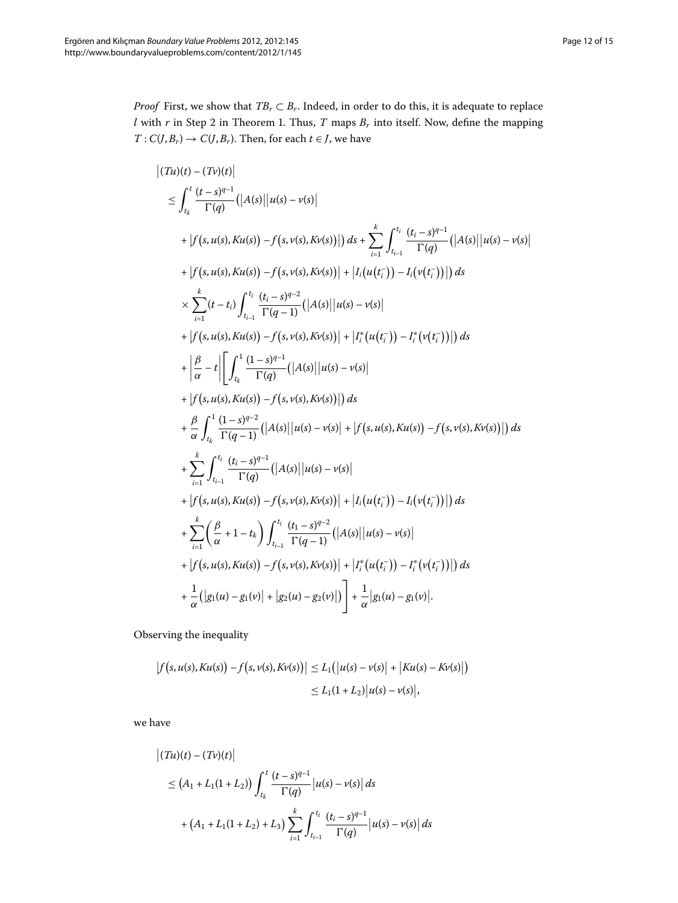*Proof* First, we show that $TB_r \subset B_r$. Indeed, in order to do this, it is adequate to replace $l$ with $r$ in Step 2 in Theorem 1. Thus, $T$ maps $B_r$ into itself. Now, define the mapping $T : C(J, B_r) \to C(J, B_r)$. Then, for each $t \in J$, we have

$$
\begin{aligned}
&\left|(Tu)(t) - (Tv)(t)\right| \\
&\leq \int_{t_k}^{t} \frac{(t-s)^{q-1}}{\Gamma(q)} \left(\left|A(s)\right|\left|u(s) - v(s)\right|\right. \\
&\quad \left. + \left|f\left(s, u(s), Ku(s)\right) - f\left(s, v(s), Kv(s)\right)\right|\right) ds + \sum_{i=1}^{k} \int_{t_{i-1}}^{t_i} \frac{(t_i - s)^{q-1}}{\Gamma(q)} \left(\left|A(s)\right|\left|u(s) - v(s)\right|\right. \\
&\quad \left. + \left|f\left(s, u(s), Ku(s)\right) - f\left(s, v(s), Kv(s)\right)\right| + \left|I_i\left(u\left(t_i^-\right)\right) - I_i\left(v\left(t_i^-\right)\right)\right|\right) ds \\
&\quad \times \sum_{i=1}^{k} (t - t_i) \int_{t_{i-1}}^{t_i} \frac{(t_i - s)^{q-2}}{\Gamma(q-1)} \left(\left|A(s)\right|\left|u(s) - v(s)\right|\right. \\
&\quad \left. + \left|f\left(s, u(s), Ku(s)\right) - f\left(s, v(s), Kv(s)\right)\right| + \left|I_i^*\left(u\left(t_i^-\right)\right) - I_i^*\left(v\left(t_i^-\right)\right)\right|\right) ds \\
&\quad + \left|\frac{\beta}{\alpha} - t\right| \left[\int_{t_k}^{1} \frac{(1-s)^{q-1}}{\Gamma(q)} \left(\left|A(s)\right|\left|u(s) - v(s)\right|\right.\right. \\
&\quad \left. + \left|f\left(s, u(s), Ku(s)\right) - f\left(s, v(s), Kv(s)\right)\right|\right) ds \\
&\quad + \frac{\beta}{\alpha} \int_{t_k}^{1} \frac{(1-s)^{q-2}}{\Gamma(q-1)} \left(\left|A(s)\right|\left|u(s) - v(s)\right| + \left|f\left(s, u(s), Ku(s)\right) - f\left(s, v(s), Kv(s)\right)\right|\right) ds \\
&\quad + \sum_{i=1}^{k} \int_{t_{i-1}}^{t_i} \frac{(t_i - s)^{q-1}}{\Gamma(q)} \left(\left|A(s)\right|\left|u(s) - v(s)\right|\right. \\
&\quad \left. + \left|f\left(s, u(s), Ku(s)\right) - f\left(s, v(s), Kv(s)\right)\right| + \left|I_i\left(u\left(t_i^-\right)\right) - I_i\left(v\left(t_i^-\right)\right)\right|\right) ds \\
&\quad + \sum_{i=1}^{k} \left(\frac{\beta}{\alpha} + 1 - t_k\right) \int_{t_{i-1}}^{t_i} \frac{(t_1 - s)^{q-2}}{\Gamma(q-1)} \left(\left|A(s)\right|\left|u(s) - v(s)\right|\right. \\
&\quad \left. + \left|f\left(s, u(s), Ku(s)\right) - f\left(s, v(s), Kv(s)\right)\right| + \left|I_i^*\left(u\left(t_i^-\right)\right) - I_i^*\left(v\left(t_i^-\right)\right)\right|\right) ds \\
&\quad \left. + \frac{1}{\alpha}\left(\left|g_1(u) - g_1(v)\right| + \left|g_2(u) - g_2(v)\right|\right)\right] + \frac{1}{\alpha}\left|g_1(u) - g_1(v)\right|.
\end{aligned}
$$

Observing the inequality

$$
\begin{aligned}
\left|f\left(s, u(s), Ku(s)\right) - f\left(s, v(s), Kv(s)\right)\right| &\leq L_1\left(\left|u(s) - v(s)\right| + \left|Ku(s) - Kv(s)\right|\right) \\
&\leq L_1(1 + L_2)\left|u(s) - v(s)\right|,
\end{aligned}
$$

we have

$$
\begin{aligned}
&\left|(Tu)(t) - (Tv)(t)\right| \\
&\leq \left(A_1 + L_1(1 + L_2)\right) \int_{t_k}^{t} \frac{(t-s)^{q-1}}{\Gamma(q)} \left|u(s) - v(s)\right| ds \\
&\quad + \left(A_1 + L_1(1 + L_2) + L_3\right) \sum_{i=1}^{k} \int_{t_{i-1}}^{t_i} \frac{(t_i - s)^{q-1}}{\Gamma(q)} \left|u(s) - v(s)\right| ds
\end{aligned}
$$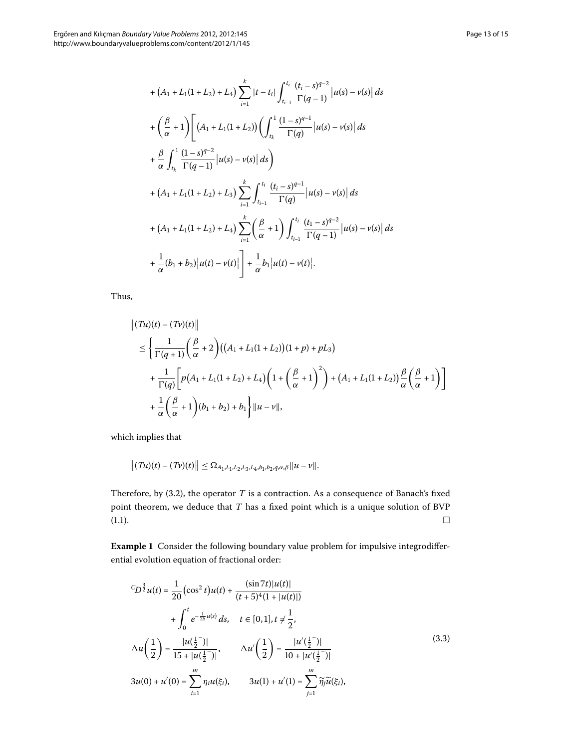$$
\begin{aligned}
&+ \big(A_1 + L_1(1+L_2) + L_4\big) \sum_{i=1}^{k} |t - t_i| \int_{t_{i-1}}^{t_i} \frac{(t_i - s)^{q-2}}{\Gamma(q-1)} \big|u(s) - v(s)\big|\,ds \\
&+ \left(\frac{\beta}{\alpha} + 1\right) \Bigg[ \big(A_1 + L_1(1+L_2)\big) \left( \int_{t_k}^{1} \frac{(1-s)^{q-1}}{\Gamma(q)} \big|u(s) - v(s)\big|\,ds \right. \\
&+ \left. \frac{\beta}{\alpha} \int_{t_k}^{1} \frac{(1-s)^{q-2}}{\Gamma(q-1)} \big|u(s) - v(s)\big|\,ds \right) \\
&+ \big(A_1 + L_1(1+L_2) + L_3\big) \sum_{i=1}^{k} \int_{t_{i-1}}^{t_i} \frac{(t_i - s)^{q-1}}{\Gamma(q)} \big|u(s) - v(s)\big|\,ds \\
&+ \big(A_1 + L_1(1+L_2) + L_4\big) \sum_{i=1}^{k} \left(\frac{\beta}{\alpha} + 1\right) \int_{t_{i-1}}^{t_i} \frac{(t_1 - s)^{q-2}}{\Gamma(q-1)} \big|u(s) - v(s)\big|\,ds \\
&+ \frac{1}{\alpha}(b_1 + b_2)\big|u(t) - v(t)\big| \Bigg] + \frac{1}{\alpha} b_1 \big|u(t) - v(t)\big|.
\end{aligned}
$$

Thus,

$$
\begin{aligned}
&\big\|(Tu)(t) - (Tv)(t)\big\| \\
&\leq \Bigg\{ \frac{1}{\Gamma(q+1)} \left(\frac{\beta}{\alpha} + 2\right) \Big(\big(A_1 + L_1(1+L_2)\big)(1+p) + pL_3\Big) \\
&+ \frac{1}{\Gamma(q)} \left[ p\big(A_1 + L_1(1+L_2) + L_4\big) \left(1 + \left(\frac{\beta}{\alpha} + 1\right)^2\right) + \big(A_1 + L_1(1+L_2)\big) \frac{\beta}{\alpha} \left(\frac{\beta}{\alpha} + 1\right) \right] \\
&+ \frac{1}{\alpha} \left(\frac{\beta}{\alpha} + 1\right)(b_1 + b_2) + b_1 \Bigg\} \|u - v\|,
\end{aligned}
$$

which implies that

$$
\big\|(Tu)(t) - (Tv)(t)\big\| \leq \Omega_{A_1, L_1, L_2, L_3, L_4, b_1, b_2, q, \alpha, \beta} \|u - v\|.
$$

Therefore, by (3.2), the operator $T$ is a contraction. As a consequence of Banach's fixed point theorem, we deduce that $T$ has a fixed point which is a unique solution of BVP (1.1). □

**Example 1** Consider the following boundary value problem for impulsive integrodifferential evolution equation of fractional order:

$$
\begin{aligned}
&{}^{C}D^{\frac{3}{2}} u(t) = \frac{1}{20}\big(\cos^2 t\big) u(t) + \frac{(\sin 7t)|u(t)|}{(t+5)^4(1 + |u(t)|)} \\
&\qquad + \int_0^t e^{-\frac{1}{25} u(s)}\,ds, \quad t \in [0,1], t \neq \frac{1}{2}, \\
&\Delta u\left(\frac{1}{2}\right) = \frac{|u(\frac{1}{2}^-)|}{15 + |u(\frac{1}{2}^-)|}, \qquad \Delta u'\left(\frac{1}{2}\right) = \frac{|u'(\frac{1}{2}^-)|}{10 + |u'(\frac{1}{2}^-)|} \\
&3u(0) + u'(0) = \sum_{i=1}^{m} \eta_i u(\xi_i), \qquad 3u(1) + u'(1) = \sum_{j=1}^{m} \widetilde{\eta_j} \widetilde{u}(\xi_i),
\end{aligned}
\tag{3.3}
$$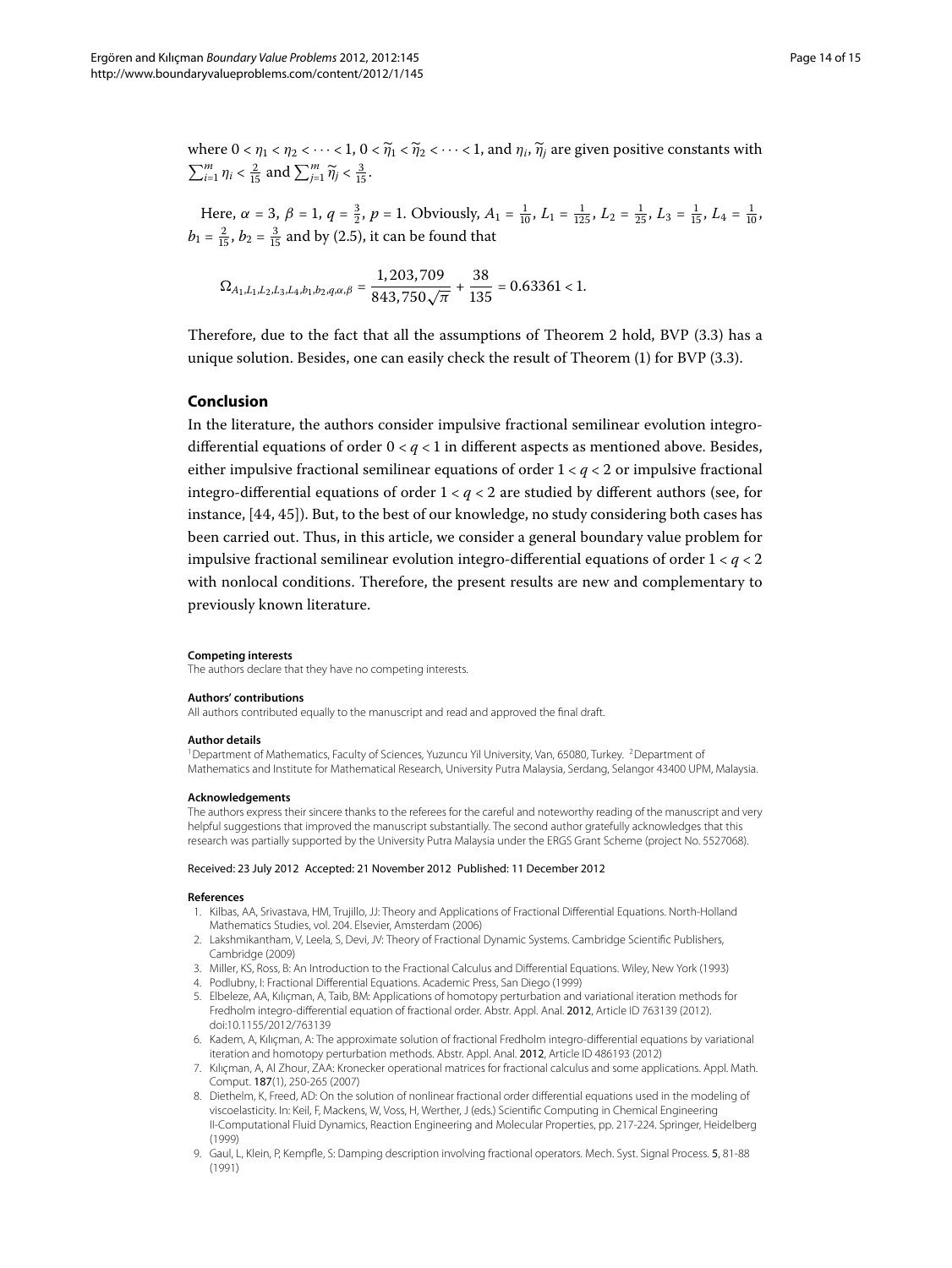where $0 < \eta_1 < \eta_2 < \cdots < 1$, $0 < \widetilde{\eta}_1 < \widetilde{\eta}_2 < \cdots < 1$, and $\eta_i, \widetilde{\eta}_j$ are given positive constants with $\sum_{i=1}^{m} \eta_i < \frac{2}{15}$ and $\sum_{j=1}^{m} \widetilde{\eta}_j < \frac{3}{15}$.

Here, $\alpha = 3$, $\beta = 1$, $q = \frac{3}{2}$, $p = 1$. Obviously, $A_1 = \frac{1}{10}$, $L_1 = \frac{1}{125}$, $L_2 = \frac{1}{25}$, $L_3 = \frac{1}{15}$, $L_4 = \frac{1}{10}$, $b_1 = \frac{2}{15}$, $b_2 = \frac{3}{15}$ and by (2.5), it can be found that

$$\Omega_{A_1,L_1,L_2,L_3,L_4,b_1,b_2,q,\alpha,\beta} = \frac{1{,}203{,}709}{843{,}750\sqrt{\pi}} + \frac{38}{135} = 0.63361 < 1.$$

Therefore, due to the fact that all the assumptions of Theorem 2 hold, BVP (3.3) has a unique solution. Besides, one can easily check the result of Theorem (1) for BVP (3.3).

## Conclusion

In the literature, the authors consider impulsive fractional semilinear evolution integro-differential equations of order $0 < q < 1$ in different aspects as mentioned above. Besides, either impulsive fractional semilinear equations of order $1 < q < 2$ or impulsive fractional integro-differential equations of order $1 < q < 2$ are studied by different authors (see, for instance, [44, 45]). But, to the best of our knowledge, no study considering both cases has been carried out. Thus, in this article, we consider a general boundary value problem for impulsive fractional semilinear evolution integro-differential equations of order $1 < q < 2$ with nonlocal conditions. Therefore, the present results are new and complementary to previously known literature.

#### Competing interests

The authors declare that they have no competing interests.

#### Authors' contributions

All authors contributed equally to the manuscript and read and approved the final draft.

#### Author details

[1]Department of Mathematics, Faculty of Sciences, Yuzuncu Yil University, Van, 65080, Turkey. [2]Department of Mathematics and Institute for Mathematical Research, University Putra Malaysia, Serdang, Selangor 43400 UPM, Malaysia.

#### Acknowledgements

The authors express their sincere thanks to the referees for the careful and noteworthy reading of the manuscript and very helpful suggestions that improved the manuscript substantially. The second author gratefully acknowledges that this research was partially supported by the University Putra Malaysia under the ERGS Grant Scheme (project No. 5527068).

Received: 23 July 2012 Accepted: 21 November 2012 Published: 11 December 2012

#### References

1. Kilbas, AA, Srivastava, HM, Trujillo, JJ: Theory and Applications of Fractional Differential Equations. North-Holland Mathematics Studies, vol. 204. Elsevier, Amsterdam (2006)
2. Lakshmikantham, V, Leela, S, Devi, JV: Theory of Fractional Dynamic Systems. Cambridge Scientific Publishers, Cambridge (2009)
3. Miller, KS, Ross, B: An Introduction to the Fractional Calculus and Differential Equations. Wiley, New York (1993)
4. Podlubny, I: Fractional Differential Equations. Academic Press, San Diego (1999)
5. Elbeleze, AA, Kılıçman, A, Taib, BM: Applications of homotopy perturbation and variational iteration methods for Fredholm integro-differential equation of fractional order. Abstr. Appl. Anal. **2012**, Article ID 763139 (2012). doi:10.1155/2012/763139
6. Kadem, A, Kılıçman, A: The approximate solution of fractional Fredholm integro-differential equations by variational iteration and homotopy perturbation methods. Abstr. Appl. Anal. **2012**, Article ID 486193 (2012)
7. Kılıçman, A, Al Zhour, ZAA: Kronecker operational matrices for fractional calculus and some applications. Appl. Math. Comput. **187**(1), 250-265 (2007)
8. Diethelm, K, Freed, AD: On the solution of nonlinear fractional order differential equations used in the modeling of viscoelasticity. In: Keil, F, Mackens, W, Voss, H, Werther, J (eds.) Scientific Computing in Chemical Engineering II-Computational Fluid Dynamics, Reaction Engineering and Molecular Properties, pp. 217-224. Springer, Heidelberg (1999)
9. Gaul, L, Klein, P, Kempfle, S: Damping description involving fractional operators. Mech. Syst. Signal Process. **5**, 81-88 (1991)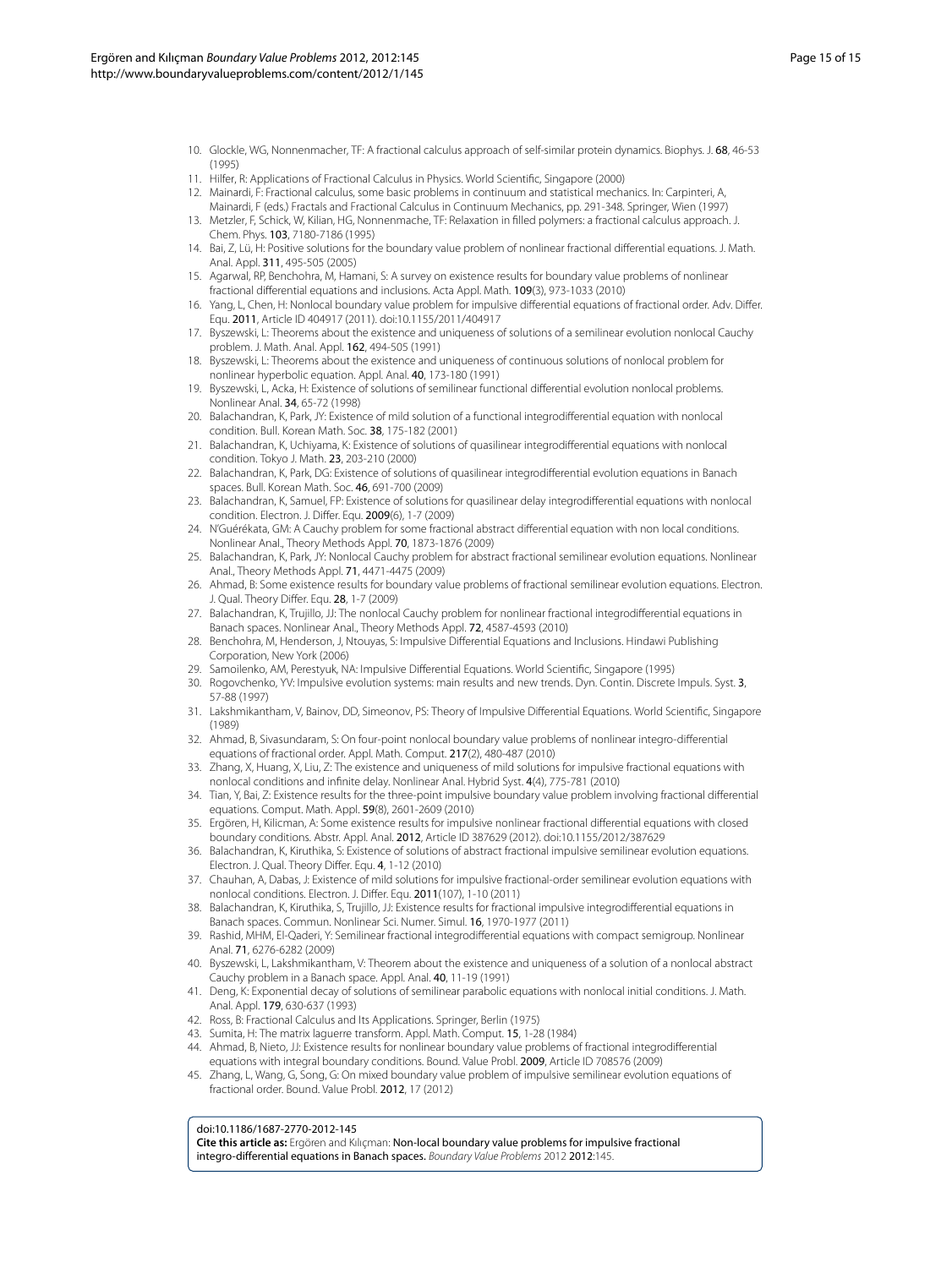10. Glockle, WG, Nonnenmacher, TF: A fractional calculus approach of self-similar protein dynamics. Biophys. J. **68**, 46-53 (1995)
11. Hilfer, R: Applications of Fractional Calculus in Physics. World Scientific, Singapore (2000)
12. Mainardi, F: Fractional calculus, some basic problems in continuum and statistical mechanics. In: Carpinteri, A, Mainardi, F (eds.) Fractals and Fractional Calculus in Continuum Mechanics, pp. 291-348. Springer, Wien (1997)
13. Metzler, F, Schick, W, Kilian, HG, Nonnenmache, TF: Relaxation in filled polymers: a fractional calculus approach. J. Chem. Phys. **103**, 7180-7186 (1995)
14. Bai, Z, Lü, H: Positive solutions for the boundary value problem of nonlinear fractional differential equations. J. Math. Anal. Appl. **311**, 495-505 (2005)
15. Agarwal, RP, Benchohra, M, Hamani, S: A survey on existence results for boundary value problems of nonlinear fractional differential equations and inclusions. Acta Appl. Math. **109**(3), 973-1033 (2010)
16. Yang, L, Chen, H: Nonlocal boundary value problem for impulsive differential equations of fractional order. Adv. Differ. Equ. **2011**, Article ID 404917 (2011). doi:10.1155/2011/404917
17. Byszewski, L: Theorems about the existence and uniqueness of solutions of a semilinear evolution nonlocal Cauchy problem. J. Math. Anal. Appl. **162**, 494-505 (1991)
18. Byszewski, L: Theorems about the existence and uniqueness of continuous solutions of nonlocal problem for nonlinear hyperbolic equation. Appl. Anal. **40**, 173-180 (1991)
19. Byszewski, L, Acka, H: Existence of solutions of semilinear functional differential evolution nonlocal problems. Nonlinear Anal. **34**, 65-72 (1998)
20. Balachandran, K, Park, JY: Existence of mild solution of a functional integrodifferential equation with nonlocal condition. Bull. Korean Math. Soc. **38**, 175-182 (2001)
21. Balachandran, K, Uchiyama, K: Existence of solutions of quasilinear integrodifferential equations with nonlocal condition. Tokyo J. Math. **23**, 203-210 (2000)
22. Balachandran, K, Park, DG: Existence of solutions of quasilinear integrodifferential evolution equations in Banach spaces. Bull. Korean Math. Soc. **46**, 691-700 (2009)
23. Balachandran, K, Samuel, FP: Existence of solutions for quasilinear delay integrodifferential equations with nonlocal condition. Electron. J. Differ. Equ. **2009**(6), 1-7 (2009)
24. N'Guérékata, GM: A Cauchy problem for some fractional abstract differential equation with non local conditions. Nonlinear Anal., Theory Methods Appl. **70**, 1873-1876 (2009)
25. Balachandran, K, Park, JY: Nonlocal Cauchy problem for abstract fractional semilinear evolution equations. Nonlinear Anal., Theory Methods Appl. **71**, 4471-4475 (2009)
26. Ahmad, B: Some existence results for boundary value problems of fractional semilinear evolution equations. Electron. J. Qual. Theory Differ. Equ. **28**, 1-7 (2009)
27. Balachandran, K, Trujillo, JJ: The nonlocal Cauchy problem for nonlinear fractional integrodifferential equations in Banach spaces. Nonlinear Anal., Theory Methods Appl. **72**, 4587-4593 (2010)
28. Benchohra, M, Henderson, J, Ntouyas, S: Impulsive Differential Equations and Inclusions. Hindawi Publishing Corporation, New York (2006)
29. Samoilenko, AM, Perestyuk, NA: Impulsive Differential Equations. World Scientific, Singapore (1995)
30. Rogovchenko, YV: Impulsive evolution systems: main results and new trends. Dyn. Contin. Discrete Impuls. Syst. **3**, 57-88 (1997)
31. Lakshmikantham, V, Bainov, DD, Simeonov, PS: Theory of Impulsive Differential Equations. World Scientific, Singapore (1989)
32. Ahmad, B, Sivasundaram, S: On four-point nonlocal boundary value problems of nonlinear integro-differential equations of fractional order. Appl. Math. Comput. **217**(2), 480-487 (2010)
33. Zhang, X, Huang, X, Liu, Z: The existence and uniqueness of mild solutions for impulsive fractional equations with nonlocal conditions and infinite delay. Nonlinear Anal. Hybrid Syst. **4**(4), 775-781 (2010)
34. Tian, Y, Bai, Z: Existence results for the three-point impulsive boundary value problem involving fractional differential equations. Comput. Math. Appl. **59**(8), 2601-2609 (2010)
35. Ergören, H, Kilicman, A: Some existence results for impulsive nonlinear fractional differential equations with closed boundary conditions. Abstr. Appl. Anal. **2012**, Article ID 387629 (2012). doi:10.1155/2012/387629
36. Balachandran, K, Kiruthika, S: Existence of solutions of abstract fractional impulsive semilinear evolution equations. Electron. J. Qual. Theory Differ. Equ. **4**, 1-12 (2010)
37. Chauhan, A, Dabas, J: Existence of mild solutions for impulsive fractional-order semilinear evolution equations with nonlocal conditions. Electron. J. Differ. Equ. **2011**(107), 1-10 (2011)
38. Balachandran, K, Kiruthika, S, Trujillo, JJ: Existence results for fractional impulsive integrodifferential equations in Banach spaces. Commun. Nonlinear Sci. Numer. Simul. **16**, 1970-1977 (2011)
39. Rashid, MHM, El-Qaderi, Y: Semilinear fractional integrodifferential equations with compact semigroup. Nonlinear Anal. **71**, 6276-6282 (2009)
40. Byszewski, L, Lakshmikantham, V: Theorem about the existence and uniqueness of a solution of a nonlocal abstract Cauchy problem in a Banach space. Appl. Anal. **40**, 11-19 (1991)
41. Deng, K: Exponential decay of solutions of semilinear parabolic equations with nonlocal initial conditions. J. Math. Anal. Appl. **179**, 630-637 (1993)
42. Ross, B: Fractional Calculus and Its Applications. Springer, Berlin (1975)
43. Sumita, H: The matrix laguerre transform. Appl. Math. Comput. **15**, 1-28 (1984)
44. Ahmad, B, Nieto, JJ: Existence results for nonlinear boundary value problems of fractional integrodifferential equations with integral boundary conditions. Bound. Value Probl. **2009**, Article ID 708576 (2009)
45. Zhang, L, Wang, G, Song, G: On mixed boundary value problem of impulsive semilinear evolution equations of fractional order. Bound. Value Probl. **2012**, 17 (2012)

doi:10.1186/1687-2770-2012-145
**Cite this article as:** Ergören and Kılıçman: Non-local boundary value problems for impulsive fractional integro-differential equations in Banach spaces. *Boundary Value Problems* 2012 **2012**:145.